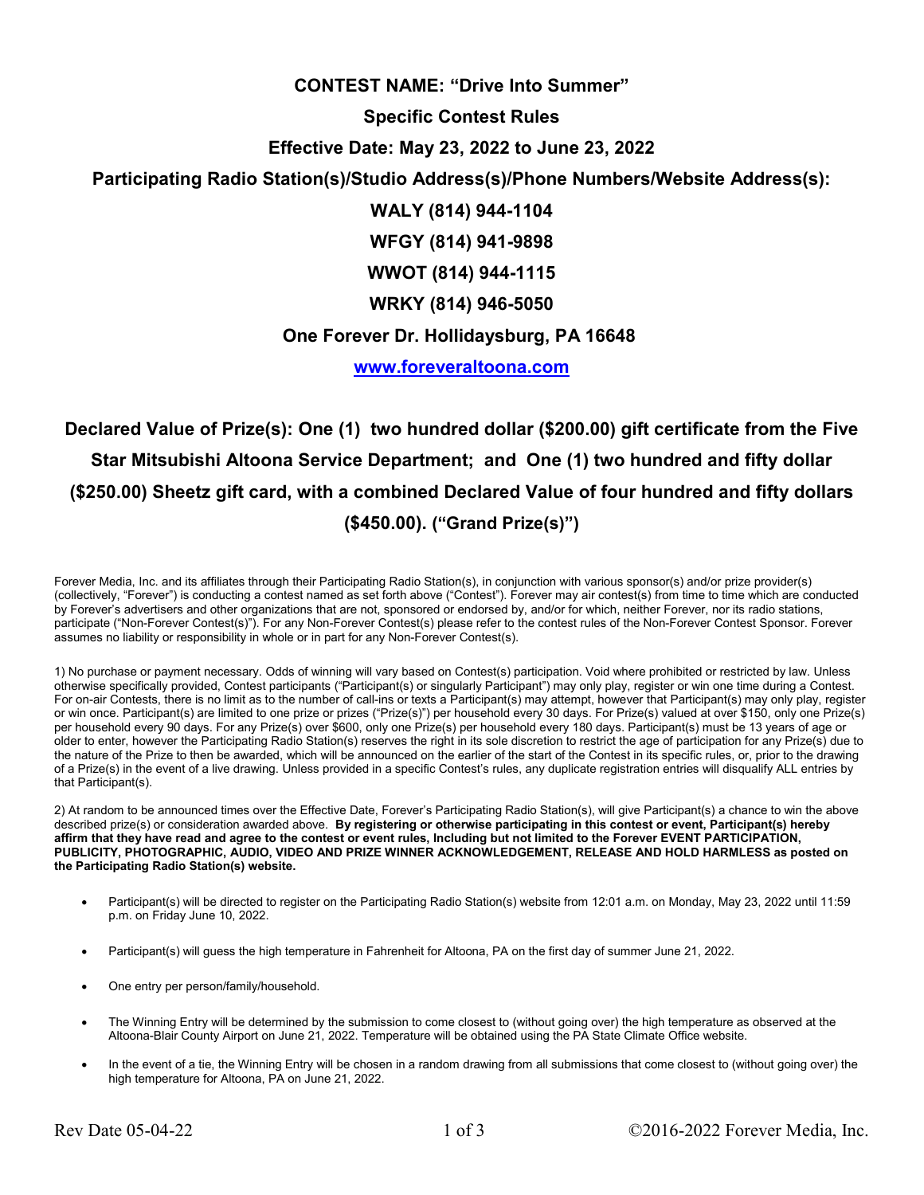# CONTEST NAME: "Drive Into Summer"

## Specific Contest Rules

## Effective Date: May 23, 2022 to June 23, 2022

## Participating Radio Station(s)/Studio Address(s)/Phone Numbers/Website Address(s):

**WALY (814) 944-1104**

**WFGY (814) 941-9898**

**WWOT (814) 944-1115**

**WRKY (814) 946-5050**

**One Forever Dr. Hollidaysburg, PA 16648**

**www.foreveraltoona.com**

## Declared Value of Prize(s): One (1) two hundred dollar ($200.00) gift certificate from the Five Star Mitsubishi Altoona Service Department; and One (1) two hundred and fifty dollar ($250.00) Sheetz gift card, with a combined Declared Value of four hundred and fifty dollars ($450.00). ("Grand Prize(s)")

Forever Media, Inc. and its affiliates through their Participating Radio Station(s), in conjunction with various sponsor(s) and/or prize provider(s) (collectively, "Forever") is conducting a contest named as set forth above ("Contest"). Forever may air contest(s) from time to time which are conducted by Forever's advertisers and other organizations that are not, sponsored or endorsed by, and/or for which, neither Forever, nor its radio stations, participate ("Non-Forever Contest(s)"). For any Non-Forever Contest(s) please refer to the contest rules of the Non-Forever Contest Sponsor. Forever assumes no liability or responsibility in whole or in part for any Non-Forever Contest(s).

1) No purchase or payment necessary. Odds of winning will vary based on Contest(s) participation. Void where prohibited or restricted by law. Unless otherwise specifically provided, Contest participants ("Participant(s) or singularly Participant") may only play, register or win one time during a Contest. For on-air Contests, there is no limit as to the number of call-ins or texts a Participant(s) may attempt, however that Participant(s) may only play, register or win once. Participant(s) are limited to one prize or prizes ("Prize(s)") per household every 30 days. For Prize(s) valued at over $150, only one Prize(s) per household every 90 days. For any Prize(s) over $600, only one Prize(s) per household every 180 days. Participant(s) must be 13 years of age or older to enter, however the Participating Radio Station(s) reserves the right in its sole discretion to restrict the age of participation for any Prize(s) due to the nature of the Prize to then be awarded, which will be announced on the earlier of the start of the Contest in its specific rules, or, prior to the drawing of a Prize(s) in the event of a live drawing. Unless provided in a specific Contest's rules, any duplicate registration entries will disqualify ALL entries by that Participant(s).

2) At random to be announced times over the Effective Date, Forever's Participating Radio Station(s), will give Participant(s) a chance to win the above described prize(s) or consideration awarded above. **By registering or otherwise participating in this contest or event, Participant(s) hereby affirm that they have read and agree to the contest or event rules, Including but not limited to the Forever EVENT PARTICIPATION, PUBLICITY, PHOTOGRAPHIC, AUDIO, VIDEO AND PRIZE WINNER ACKNOWLEDGEMENT, RELEASE AND HOLD HARMLESS as posted on the Participating Radio Station(s) website.**

- Participant(s) will be directed to register on the Participating Radio Station(s) website from 12:01 a.m. on Monday, May 23, 2022 until 11:59 p.m. on Friday June 10, 2022.
- Participant(s) will guess the high temperature in Fahrenheit for Altoona, PA on the first day of summer June 21, 2022.
- One entry per person/family/household.
- The Winning Entry will be determined by the submission to come closest to (without going over) the high temperature as observed at the Altoona-Blair County Airport on June 21, 2022. Temperature will be obtained using the PA State Climate Office website.
- In the event of a tie, the Winning Entry will be chosen in a random drawing from all submissions that come closest to (without going over) the high temperature for Altoona, PA on June 21, 2022.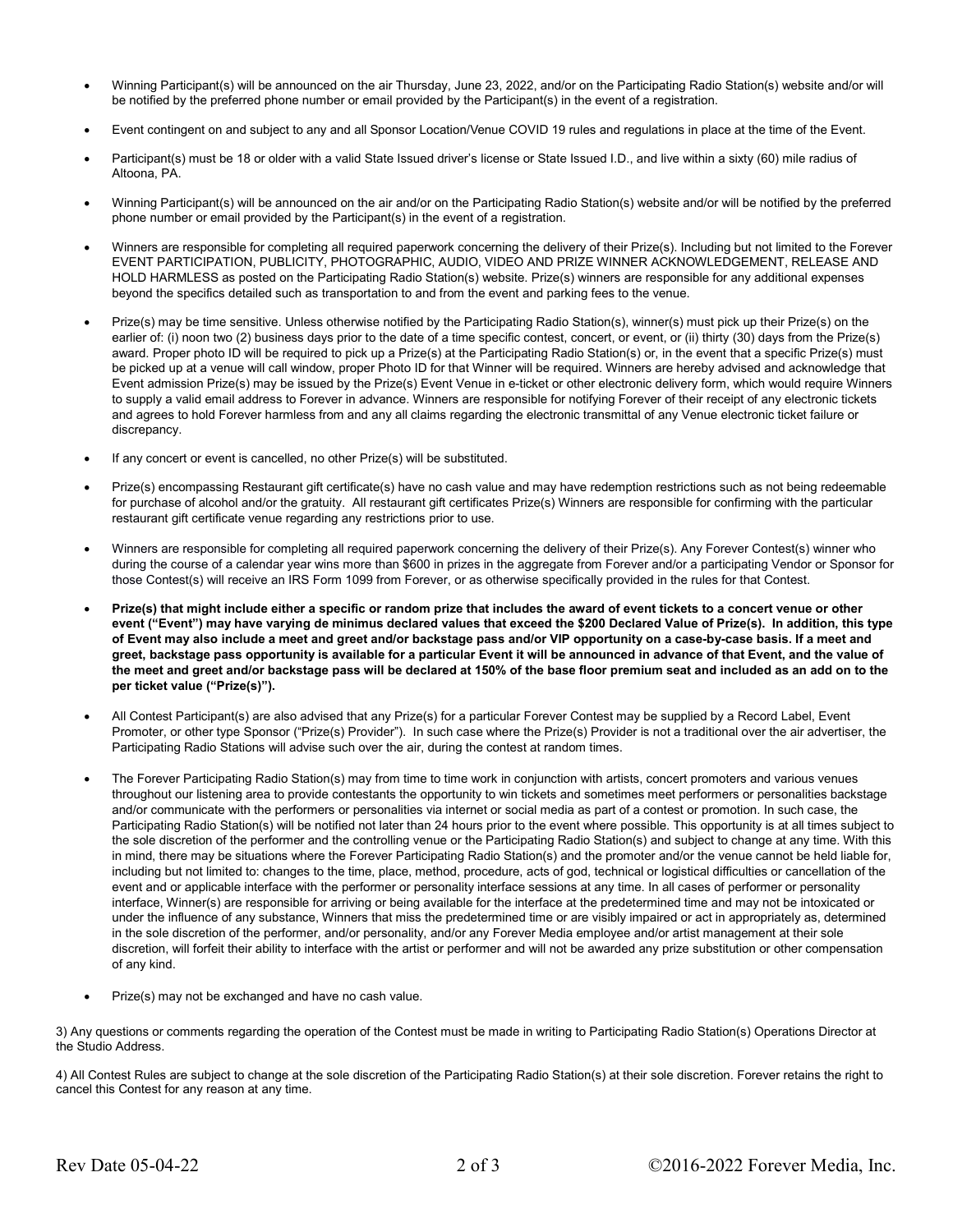- Winning Participant(s) will be announced on the air Thursday, June 23, 2022, and/or on the Participating Radio Station(s) website and/or will be notified by the preferred phone number or email provided by the Participant(s) in the event of a registration.

- Event contingent on and subject to any and all Sponsor Location/Venue COVID 19 rules and regulations in place at the time of the Event.

- Participant(s) must be 18 or older with a valid State Issued driver's license or State Issued I.D., and live within a sixty (60) mile radius of Altoona, PA.

- Winning Participant(s) will be announced on the air and/or on the Participating Radio Station(s) website and/or will be notified by the preferred phone number or email provided by the Participant(s) in the event of a registration.

- Winners are responsible for completing all required paperwork concerning the delivery of their Prize(s). Including but not limited to the Forever EVENT PARTICIPATION, PUBLICITY, PHOTOGRAPHIC, AUDIO, VIDEO AND PRIZE WINNER ACKNOWLEDGEMENT, RELEASE AND HOLD HARMLESS as posted on the Participating Radio Station(s) website. Prize(s) winners are responsible for any additional expenses beyond the specifics detailed such as transportation to and from the event and parking fees to the venue.

- Prize(s) may be time sensitive. Unless otherwise notified by the Participating Radio Station(s), winner(s) must pick up their Prize(s) on the earlier of: (i) noon two (2) business days prior to the date of a time specific contest, concert, or event, or (ii) thirty (30) days from the Prize(s) award. Proper photo ID will be required to pick up a Prize(s) at the Participating Radio Station(s) or, in the event that a specific Prize(s) must be picked up at a venue will call window, proper Photo ID for that Winner will be required. Winners are hereby advised and acknowledge that Event admission Prize(s) may be issued by the Prize(s) Event Venue in e-ticket or other electronic delivery form, which would require Winners to supply a valid email address to Forever in advance. Winners are responsible for notifying Forever of their receipt of any electronic tickets and agrees to hold Forever harmless from and any all claims regarding the electronic transmittal of any Venue electronic ticket failure or discrepancy.

- If any concert or event is cancelled, no other Prize(s) will be substituted.

- Prize(s) encompassing Restaurant gift certificate(s) have no cash value and may have redemption restrictions such as not being redeemable for purchase of alcohol and/or the gratuity. All restaurant gift certificates Prize(s) Winners are responsible for confirming with the particular restaurant gift certificate venue regarding any restrictions prior to use.

- Winners are responsible for completing all required paperwork concerning the delivery of their Prize(s). Any Forever Contest(s) winner who during the course of a calendar year wins more than $600 in prizes in the aggregate from Forever and/or a participating Vendor or Sponsor for those Contest(s) will receive an IRS Form 1099 from Forever, or as otherwise specifically provided in the rules for that Contest.

- **Prize(s) that might include either a specific or random prize that includes the award of event tickets to a concert venue or other event ("Event") may have varying de minimus declared values that exceed the $200 Declared Value of Prize(s). In addition, this type of Event may also include a meet and greet and/or backstage pass and/or VIP opportunity on a case-by-case basis. If a meet and greet, backstage pass opportunity is available for a particular Event it will be announced in advance of that Event, and the value of the meet and greet and/or backstage pass will be declared at 150% of the base floor premium seat and included as an add on to the per ticket value ("Prize(s)").**

- All Contest Participant(s) are also advised that any Prize(s) for a particular Forever Contest may be supplied by a Record Label, Event Promoter, or other type Sponsor ("Prize(s) Provider"). In such case where the Prize(s) Provider is not a traditional over the air advertiser, the Participating Radio Stations will advise such over the air, during the contest at random times.

- The Forever Participating Radio Station(s) may from time to time work in conjunction with artists, concert promoters and various venues throughout our listening area to provide contestants the opportunity to win tickets and sometimes meet performers or personalities backstage and/or communicate with the performers or personalities via internet or social media as part of a contest or promotion. In such case, the Participating Radio Station(s) will be notified not later than 24 hours prior to the event where possible. This opportunity is at all times subject to the sole discretion of the performer and the controlling venue or the Participating Radio Station(s) and subject to change at any time. With this in mind, there may be situations where the Forever Participating Radio Station(s) and the promoter and/or the venue cannot be held liable for, including but not limited to: changes to the time, place, method, procedure, acts of god, technical or logistical difficulties or cancellation of the event and or applicable interface with the performer or personality interface sessions at any time. In all cases of performer or personality interface, Winner(s) are responsible for arriving or being available for the interface at the predetermined time and may not be intoxicated or under the influence of any substance, Winners that miss the predetermined time or are visibly impaired or act in appropriately as, determined in the sole discretion of the performer, and/or personality, and/or any Forever Media employee and/or artist management at their sole discretion, will forfeit their ability to interface with the artist or performer and will not be awarded any prize substitution or other compensation of any kind.

- Prize(s) may not be exchanged and have no cash value.

3) Any questions or comments regarding the operation of the Contest must be made in writing to Participating Radio Station(s) Operations Director at the Studio Address.

4) All Contest Rules are subject to change at the sole discretion of the Participating Radio Station(s) at their sole discretion. Forever retains the right to cancel this Contest for any reason at any time.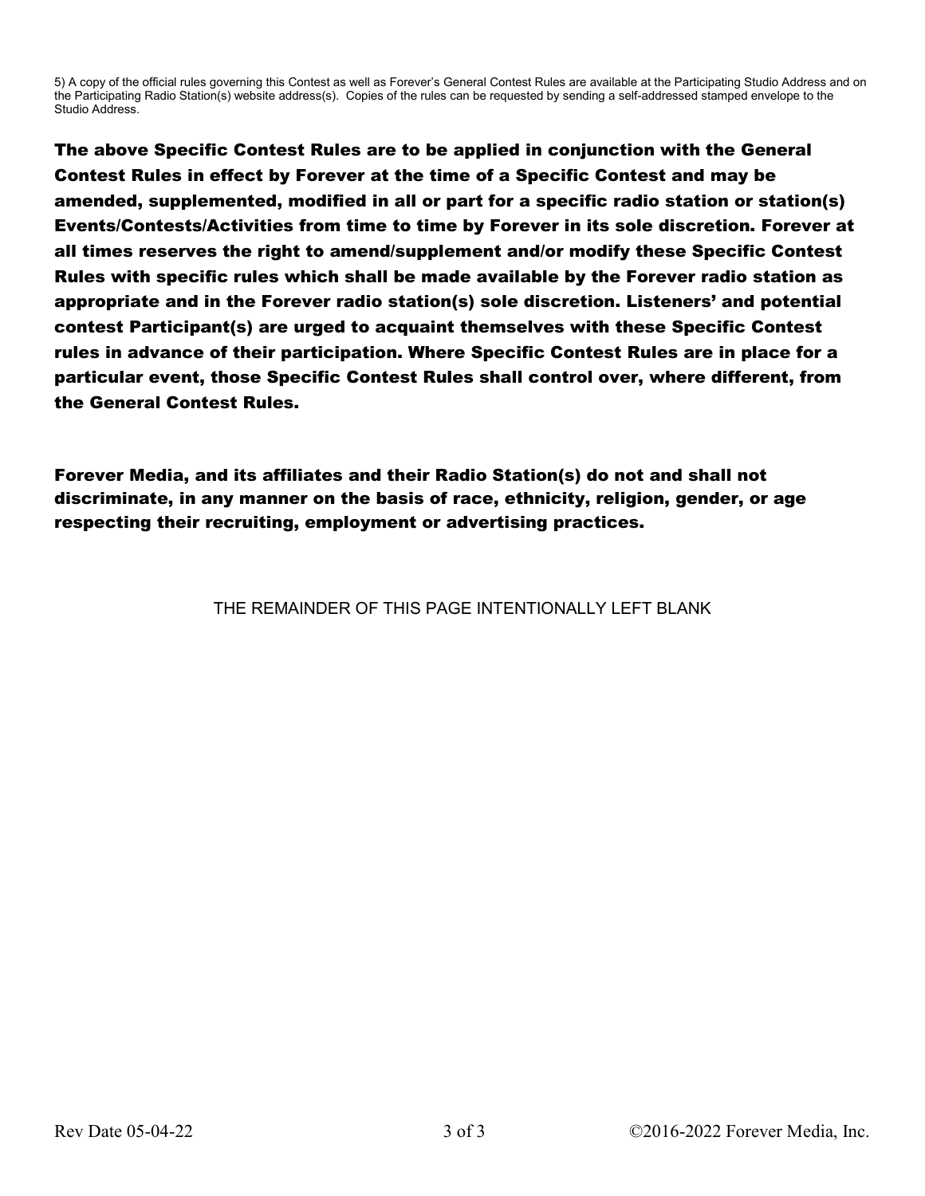5) A copy of the official rules governing this Contest as well as Forever's General Contest Rules are available at the Participating Studio Address and on the Participating Radio Station(s) website address(s). Copies of the rules can be requested by sending a self-addressed stamped envelope to the Studio Address.

**The above Specific Contest Rules are to be applied in conjunction with the General Contest Rules in effect by Forever at the time of a Specific Contest and may be amended, supplemented, modified in all or part for a specific radio station or station(s) Events/Contests/Activities from time to time by Forever in its sole discretion. Forever at all times reserves the right to amend/supplement and/or modify these Specific Contest Rules with specific rules which shall be made available by the Forever radio station as appropriate and in the Forever radio station(s) sole discretion. Listeners' and potential contest Participant(s) are urged to acquaint themselves with these Specific Contest rules in advance of their participation. Where Specific Contest Rules are in place for a particular event, those Specific Contest Rules shall control over, where different, from the General Contest Rules.**

**Forever Media, and its affiliates and their Radio Station(s) do not and shall not discriminate, in any manner on the basis of race, ethnicity, religion, gender, or age respecting their recruiting, employment or advertising practices.**

THE REMAINDER OF THIS PAGE INTENTIONALLY LEFT BLANK

Rev Date 05-04-22

©2016-2022 Forever Media, Inc.